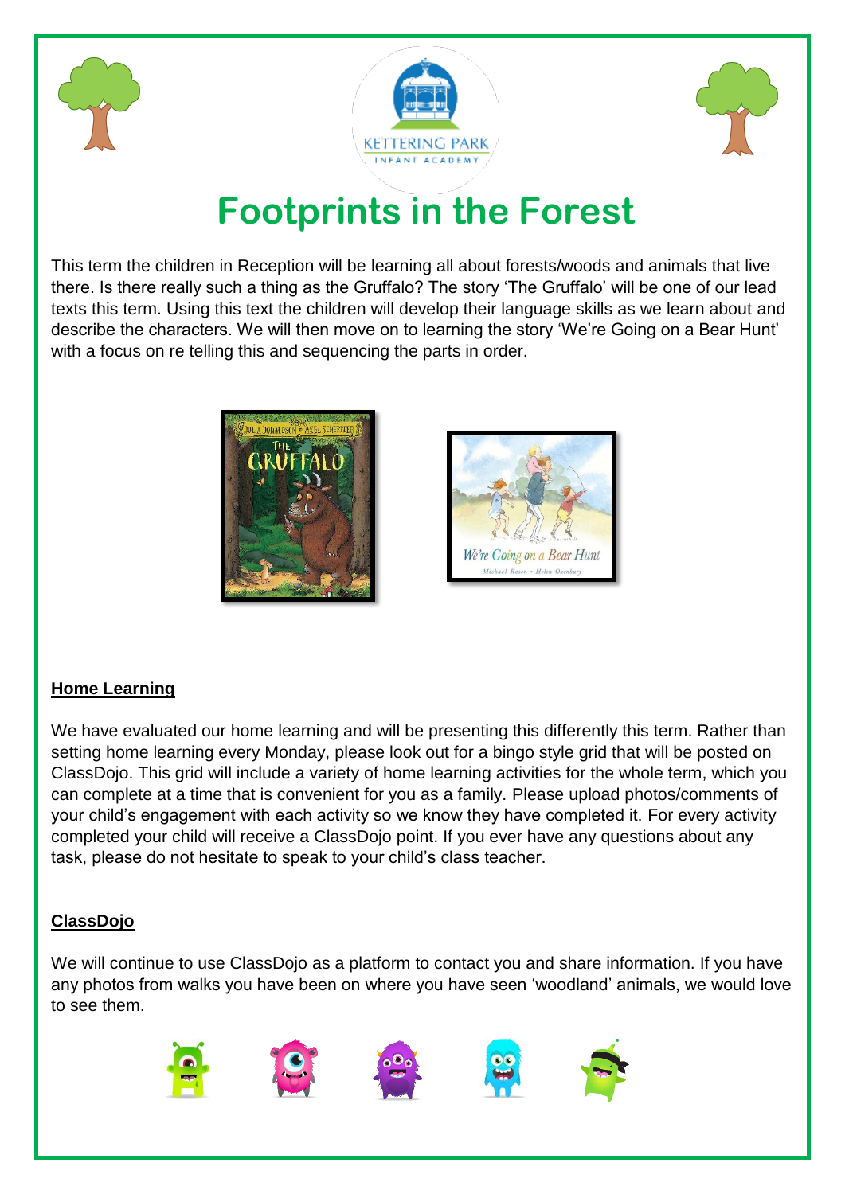# Footprints in the Forest

This term the children in Reception will be learning all about forests/woods and animals that live there. Is there really such a thing as the Gruffalo? The story 'The Gruffalo' will be one of our lead texts this term. Using this text the children will develop their language skills as we learn about and describe the characters. We will then move on to learning the story 'We're Going on a Bear Hunt' with a focus on re telling this and sequencing the parts in order.

## Home Learning

We have evaluated our home learning and will be presenting this differently this term. Rather than setting home learning every Monday, please look out for a bingo style grid that will be posted on ClassDojo. This grid will include a variety of home learning activities for the whole term, which you can complete at a time that is convenient for you as a family. Please upload photos/comments of your child's engagement with each activity so we know they have completed it. For every activity completed your child will receive a ClassDojo point. If you ever have any questions about any task, please do not hesitate to speak to your child's class teacher.

## ClassDojo

We will continue to use ClassDojo as a platform to contact you and share information. If you have any photos from walks you have been on where you have seen 'woodland' animals, we would love to see them.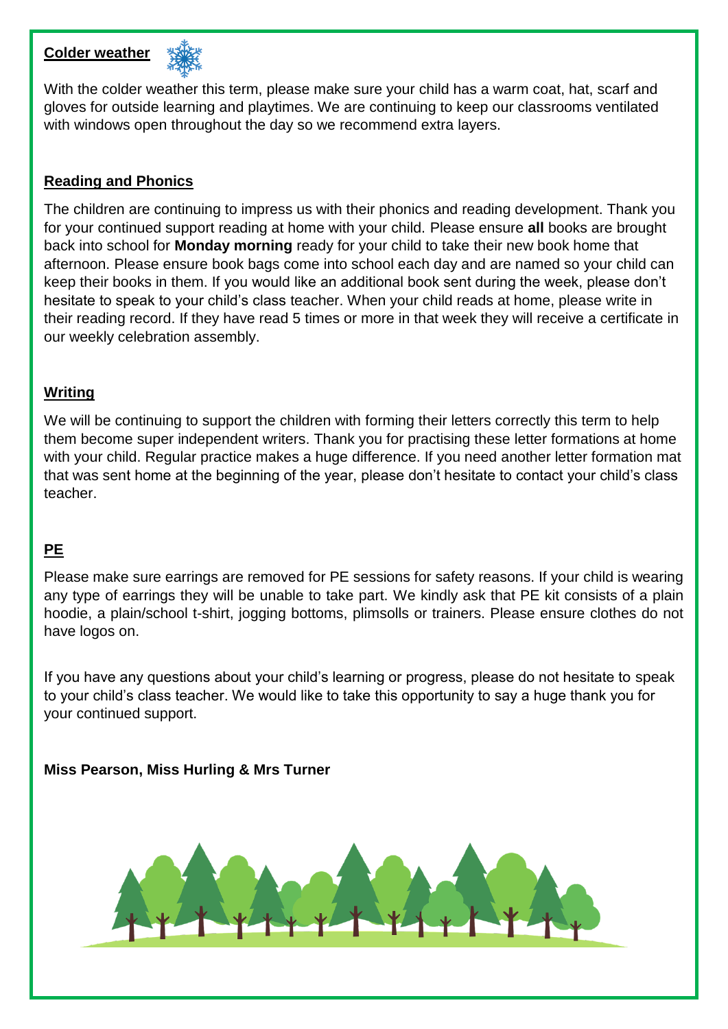**Colder weather**

With the colder weather this term, please make sure your child has a warm coat, hat, scarf and gloves for outside learning and playtimes. We are continuing to keep our classrooms ventilated with windows open throughout the day so we recommend extra layers.

**Reading and Phonics**

The children are continuing to impress us with their phonics and reading development. Thank you for your continued support reading at home with your child. Please ensure **all** books are brought back into school for **Monday morning** ready for your child to take their new book home that afternoon. Please ensure book bags come into school each day and are named so your child can keep their books in them. If you would like an additional book sent during the week, please don't hesitate to speak to your child's class teacher. When your child reads at home, please write in their reading record. If they have read 5 times or more in that week they will receive a certificate in our weekly celebration assembly.

**Writing**

We will be continuing to support the children with forming their letters correctly this term to help them become super independent writers. Thank you for practising these letter formations at home with your child. Regular practice makes a huge difference. If you need another letter formation mat that was sent home at the beginning of the year, please don't hesitate to contact your child's class teacher.

**PE**

Please make sure earrings are removed for PE sessions for safety reasons. If your child is wearing any type of earrings they will be unable to take part. We kindly ask that PE kit consists of a plain hoodie, a plain/school t-shirt, jogging bottoms, plimsolls or trainers. Please ensure clothes do not have logos on.

If you have any questions about your child's learning or progress, please do not hesitate to speak to your child's class teacher. We would like to take this opportunity to say a huge thank you for your continued support.

**Miss Pearson, Miss Hurling & Mrs Turner**